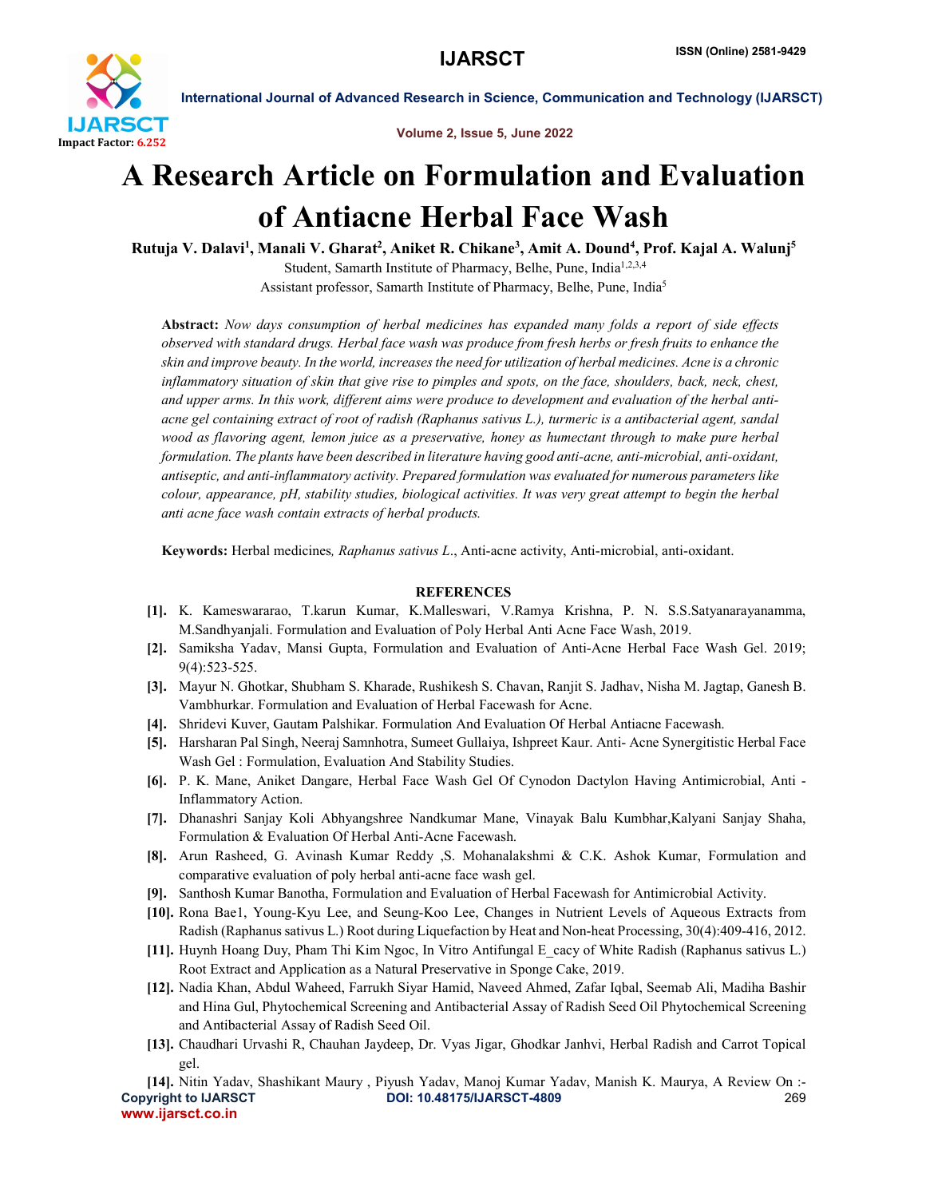# A Research Article on Formulation and Evaluation of Antiacne Herbal Face Wash

**Rutuja V. Dalavi[1], Manali V. Gharat[2], Aniket R. Chikane[3], Amit A. Dound[4], Prof. Kajal A. Walunj[5]**

Student, Samarth Institute of Pharmacy, Belhe, Pune, India[1,2,3,4]

Assistant professor, Samarth Institute of Pharmacy, Belhe, Pune, India[5]

**Abstract:** *Now days consumption of herbal medicines has expanded many folds a report of side effects observed with standard drugs. Herbal face wash was produce from fresh herbs or fresh fruits to enhance the skin and improve beauty. In the world, increases the need for utilization of herbal medicines. Acne is a chronic inflammatory situation of skin that give rise to pimples and spots, on the face, shoulders, back, neck, chest, and upper arms. In this work, different aims were produce to development and evaluation of the herbal anti-acne gel containing extract of root of radish (Raphanus sativus L.), turmeric is a antibacterial agent, sandal wood as flavoring agent, lemon juice as a preservative, honey as humectant through to make pure herbal formulation. The plants have been described in literature having good anti-acne, anti-microbial, anti-oxidant, antiseptic, and anti-inflammatory activity. Prepared formulation was evaluated for numerous parameters like colour, appearance, pH, stability studies, biological activities. It was very great attempt to begin the herbal anti acne face wash contain extracts of herbal products.*

**Keywords:** Herbal medicines*, Raphanus sativus L*., Anti-acne activity, Anti-microbial, anti-oxidant.

## REFERENCES

**[1].** K. Kameswararao, T.karun Kumar, K.Malleswari, V.Ramya Krishna, P. N. S.S.Satyanarayanamma, M.Sandhyanjali. Formulation and Evaluation of Poly Herbal Anti Acne Face Wash, 2019.

**[2].** Samiksha Yadav, Mansi Gupta, Formulation and Evaluation of Anti-Acne Herbal Face Wash Gel. 2019; 9(4):523-525.

**[3].** Mayur N. Ghotkar, Shubham S. Kharade, Rushikesh S. Chavan, Ranjit S. Jadhav, Nisha M. Jagtap, Ganesh B. Vambhurkar. Formulation and Evaluation of Herbal Facewash for Acne.

**[4].** Shridevi Kuver, Gautam Palshikar. Formulation And Evaluation Of Herbal Antiacne Facewash.

**[5].** Harsharan Pal Singh, Neeraj Samnhotra, Sumeet Gullaiya, Ishpreet Kaur. Anti- Acne Synergitistic Herbal Face Wash Gel : Formulation, Evaluation And Stability Studies.

**[6].** P. K. Mane, Aniket Dangare, Herbal Face Wash Gel Of Cynodon Dactylon Having Antimicrobial, Anti - Inflammatory Action.

**[7].** Dhanashri Sanjay Koli Abhyangshree Nandkumar Mane, Vinayak Balu Kumbhar,Kalyani Sanjay Shaha, Formulation & Evaluation Of Herbal Anti-Acne Facewash.

**[8].** Arun Rasheed, G. Avinash Kumar Reddy ,S. Mohanalakshmi & C.K. Ashok Kumar, Formulation and comparative evaluation of poly herbal anti-acne face wash gel.

**[9].** Santhosh Kumar Banotha, Formulation and Evaluation of Herbal Facewash for Antimicrobial Activity.

**[10].** Rona Bae1, Young-Kyu Lee, and Seung-Koo Lee, Changes in Nutrient Levels of Aqueous Extracts from Radish (Raphanus sativus L.) Root during Liquefaction by Heat and Non-heat Processing, 30(4):409-416, 2012.

**[11].** Huynh Hoang Duy, Pham Thi Kim Ngoc, In Vitro Antifungal E_cacy of White Radish (Raphanus sativus L.) Root Extract and Application as a Natural Preservative in Sponge Cake, 2019.

**[12].** Nadia Khan, Abdul Waheed, Farrukh Siyar Hamid, Naveed Ahmed, Zafar Iqbal, Seemab Ali, Madiha Bashir and Hina Gul, Phytochemical Screening and Antibacterial Assay of Radish Seed Oil Phytochemical Screening and Antibacterial Assay of Radish Seed Oil.

**[13].** Chaudhari Urvashi R, Chauhan Jaydeep, Dr. Vyas Jigar, Ghodkar Janhvi, Herbal Radish and Carrot Topical gel.

**[14].** Nitin Yadav, Shashikant Maury , Piyush Yadav, Manoj Kumar Yadav, Manish K. Maurya, A Review On :-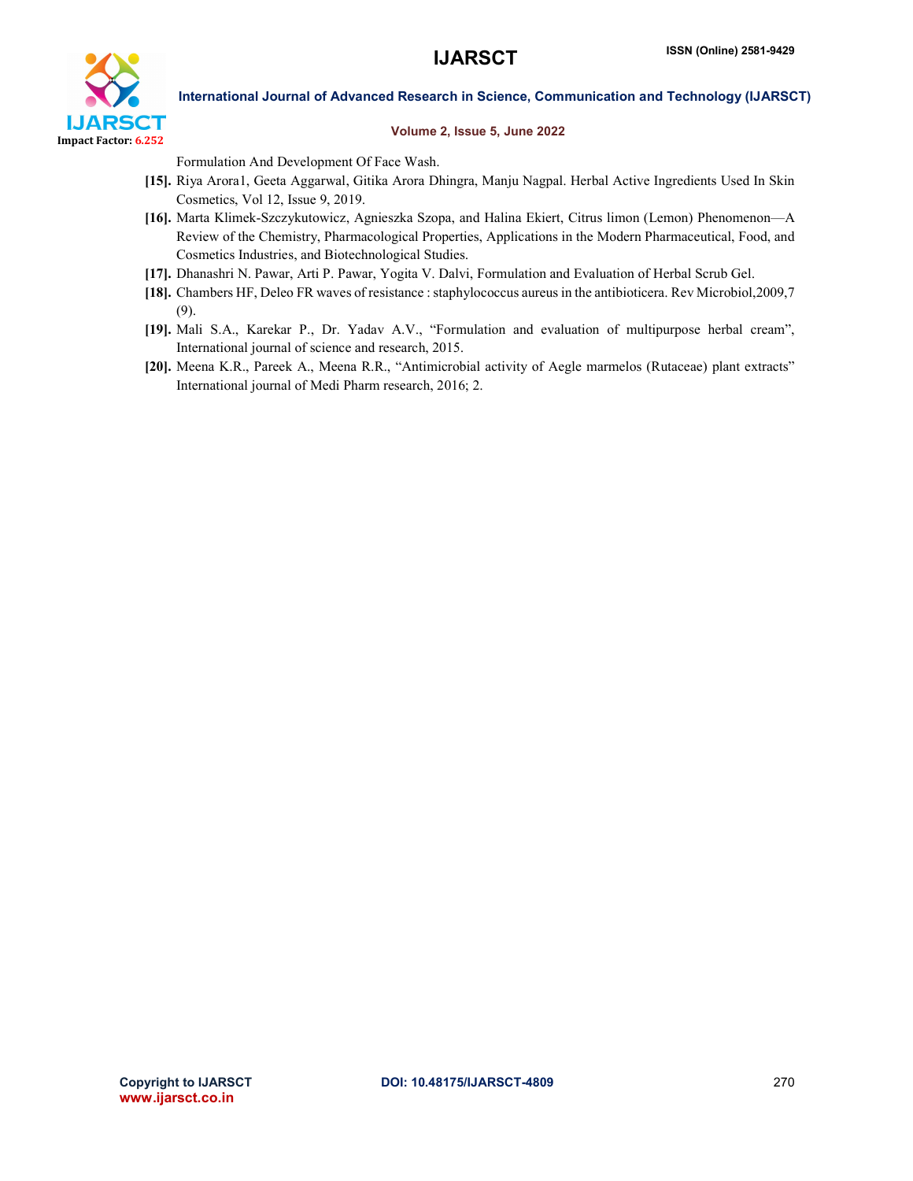Formulation And Development Of Face Wash.

**[15].** Riya Arora1, Geeta Aggarwal, Gitika Arora Dhingra, Manju Nagpal. Herbal Active Ingredients Used In Skin Cosmetics, Vol 12, Issue 9, 2019.

**[16].** Marta Klimek-Szczykutowicz, Agnieszka Szopa, and Halina Ekiert, Citrus limon (Lemon) Phenomenon—A Review of the Chemistry, Pharmacological Properties, Applications in the Modern Pharmaceutical, Food, and Cosmetics Industries, and Biotechnological Studies.

**[17].** Dhanashri N. Pawar, Arti P. Pawar, Yogita V. Dalvi, Formulation and Evaluation of Herbal Scrub Gel.

**[18].** Chambers HF, Deleo FR waves of resistance : staphylococcus aureus in the antibioticera. Rev Microbiol,2009,7 (9).

**[19].** Mali S.A., Karekar P., Dr. Yadav A.V., "Formulation and evaluation of multipurpose herbal cream", International journal of science and research, 2015.

**[20].** Meena K.R., Pareek A., Meena R.R., "Antimicrobial activity of Aegle marmelos (Rutaceae) plant extracts" International journal of Medi Pharm research, 2016; 2.